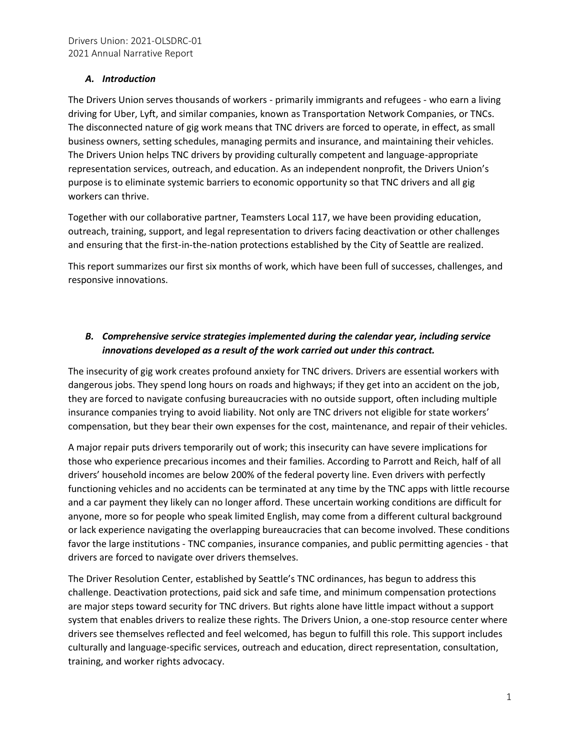Drivers Union: 2021-OLSDRC-01
2021 Annual Narrative Report

### *A. Introduction*

The Drivers Union serves thousands of workers - primarily immigrants and refugees - who earn a living driving for Uber, Lyft, and similar companies, known as Transportation Network Companies, or TNCs. The disconnected nature of gig work means that TNC drivers are forced to operate, in effect, as small business owners, setting schedules, managing permits and insurance, and maintaining their vehicles. The Drivers Union helps TNC drivers by providing culturally competent and language-appropriate representation services, outreach, and education. As an independent nonprofit, the Drivers Union's purpose is to eliminate systemic barriers to economic opportunity so that TNC drivers and all gig workers can thrive.

Together with our collaborative partner, Teamsters Local 117, we have been providing education, outreach, training, support, and legal representation to drivers facing deactivation or other challenges and ensuring that the first-in-the-nation protections established by the City of Seattle are realized.

This report summarizes our first six months of work, which have been full of successes, challenges, and responsive innovations.

### *B. Comprehensive service strategies implemented during the calendar year, including service innovations developed as a result of the work carried out under this contract.*

The insecurity of gig work creates profound anxiety for TNC drivers. Drivers are essential workers with dangerous jobs. They spend long hours on roads and highways; if they get into an accident on the job, they are forced to navigate confusing bureaucracies with no outside support, often including multiple insurance companies trying to avoid liability. Not only are TNC drivers not eligible for state workers' compensation, but they bear their own expenses for the cost, maintenance, and repair of their vehicles.

A major repair puts drivers temporarily out of work; this insecurity can have severe implications for those who experience precarious incomes and their families. According to Parrott and Reich, half of all drivers' household incomes are below 200% of the federal poverty line. Even drivers with perfectly functioning vehicles and no accidents can be terminated at any time by the TNC apps with little recourse and a car payment they likely can no longer afford. These uncertain working conditions are difficult for anyone, more so for people who speak limited English, may come from a different cultural background or lack experience navigating the overlapping bureaucracies that can become involved. These conditions favor the large institutions - TNC companies, insurance companies, and public permitting agencies - that drivers are forced to navigate over drivers themselves.

The Driver Resolution Center, established by Seattle's TNC ordinances, has begun to address this challenge. Deactivation protections, paid sick and safe time, and minimum compensation protections are major steps toward security for TNC drivers. But rights alone have little impact without a support system that enables drivers to realize these rights. The Drivers Union, a one-stop resource center where drivers see themselves reflected and feel welcomed, has begun to fulfill this role. This support includes culturally and language-specific services, outreach and education, direct representation, consultation, training, and worker rights advocacy.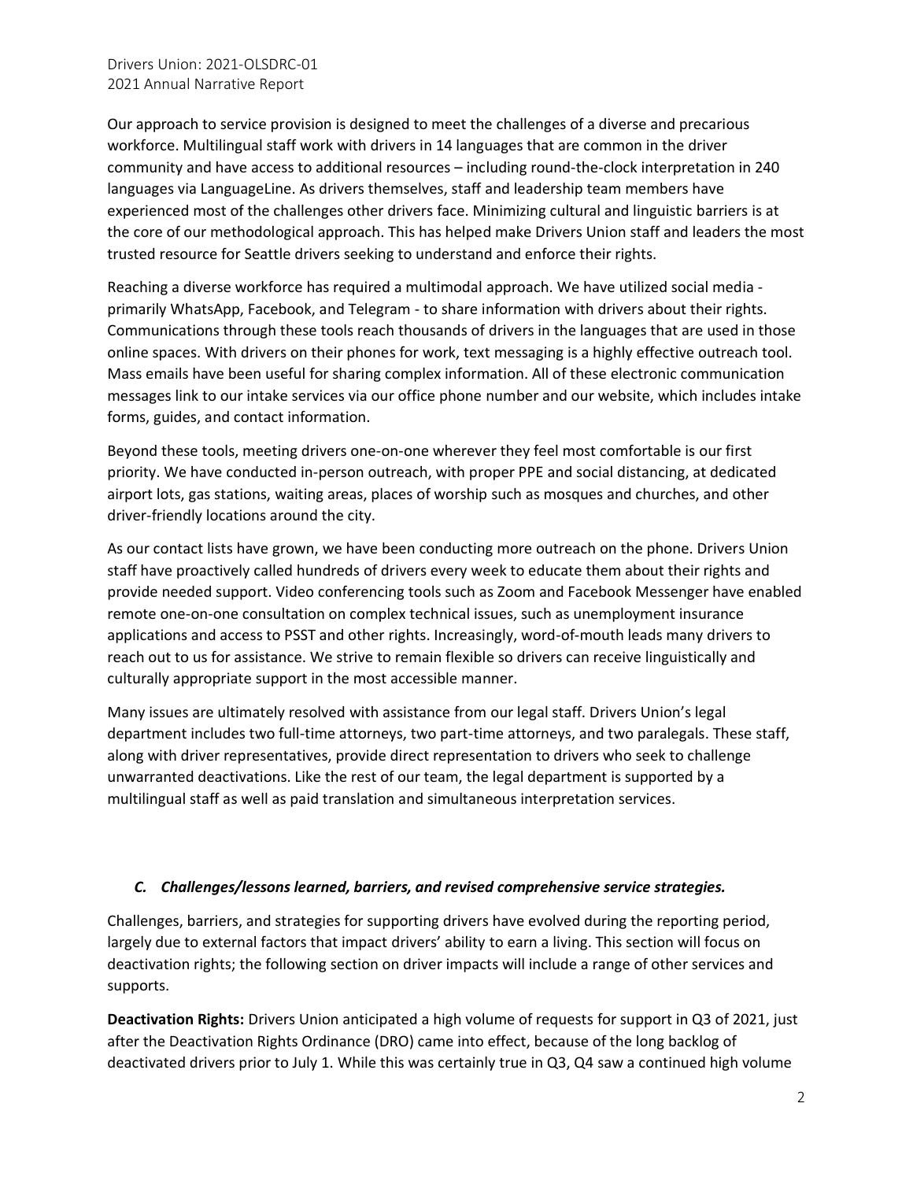Our approach to service provision is designed to meet the challenges of a diverse and precarious workforce. Multilingual staff work with drivers in 14 languages that are common in the driver community and have access to additional resources – including round-the-clock interpretation in 240 languages via LanguageLine. As drivers themselves, staff and leadership team members have experienced most of the challenges other drivers face. Minimizing cultural and linguistic barriers is at the core of our methodological approach. This has helped make Drivers Union staff and leaders the most trusted resource for Seattle drivers seeking to understand and enforce their rights.

Reaching a diverse workforce has required a multimodal approach. We have utilized social media - primarily WhatsApp, Facebook, and Telegram - to share information with drivers about their rights. Communications through these tools reach thousands of drivers in the languages that are used in those online spaces. With drivers on their phones for work, text messaging is a highly effective outreach tool. Mass emails have been useful for sharing complex information. All of these electronic communication messages link to our intake services via our office phone number and our website, which includes intake forms, guides, and contact information.

Beyond these tools, meeting drivers one-on-one wherever they feel most comfortable is our first priority. We have conducted in-person outreach, with proper PPE and social distancing, at dedicated airport lots, gas stations, waiting areas, places of worship such as mosques and churches, and other driver-friendly locations around the city.

As our contact lists have grown, we have been conducting more outreach on the phone. Drivers Union staff have proactively called hundreds of drivers every week to educate them about their rights and provide needed support. Video conferencing tools such as Zoom and Facebook Messenger have enabled remote one-on-one consultation on complex technical issues, such as unemployment insurance applications and access to PSST and other rights. Increasingly, word-of-mouth leads many drivers to reach out to us for assistance. We strive to remain flexible so drivers can receive linguistically and culturally appropriate support in the most accessible manner.

Many issues are ultimately resolved with assistance from our legal staff. Drivers Union's legal department includes two full-time attorneys, two part-time attorneys, and two paralegals. These staff, along with driver representatives, provide direct representation to drivers who seek to challenge unwarranted deactivations. Like the rest of our team, the legal department is supported by a multilingual staff as well as paid translation and simultaneous interpretation services.

### *C. Challenges/lessons learned, barriers, and revised comprehensive service strategies.*

Challenges, barriers, and strategies for supporting drivers have evolved during the reporting period, largely due to external factors that impact drivers' ability to earn a living. This section will focus on deactivation rights; the following section on driver impacts will include a range of other services and supports.

**Deactivation Rights:** Drivers Union anticipated a high volume of requests for support in Q3 of 2021, just after the Deactivation Rights Ordinance (DRO) came into effect, because of the long backlog of deactivated drivers prior to July 1. While this was certainly true in Q3, Q4 saw a continued high volume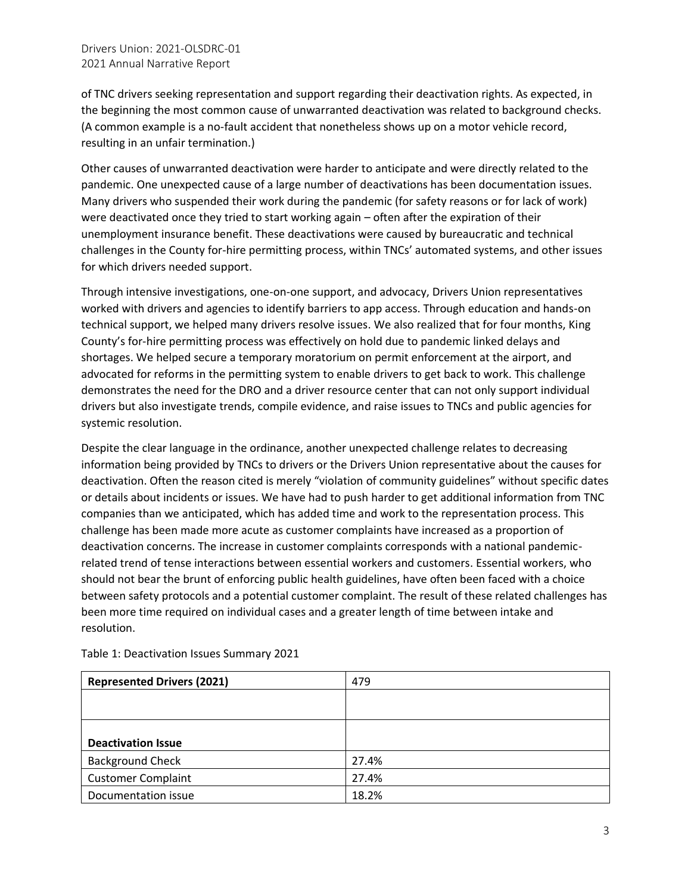of TNC drivers seeking representation and support regarding their deactivation rights. As expected, in the beginning the most common cause of unwarranted deactivation was related to background checks. (A common example is a no-fault accident that nonetheless shows up on a motor vehicle record, resulting in an unfair termination.)

Other causes of unwarranted deactivation were harder to anticipate and were directly related to the pandemic. One unexpected cause of a large number of deactivations has been documentation issues. Many drivers who suspended their work during the pandemic (for safety reasons or for lack of work) were deactivated once they tried to start working again – often after the expiration of their unemployment insurance benefit. These deactivations were caused by bureaucratic and technical challenges in the County for-hire permitting process, within TNCs' automated systems, and other issues for which drivers needed support.

Through intensive investigations, one-on-one support, and advocacy, Drivers Union representatives worked with drivers and agencies to identify barriers to app access. Through education and hands-on technical support, we helped many drivers resolve issues. We also realized that for four months, King County's for-hire permitting process was effectively on hold due to pandemic linked delays and shortages. We helped secure a temporary moratorium on permit enforcement at the airport, and advocated for reforms in the permitting system to enable drivers to get back to work. This challenge demonstrates the need for the DRO and a driver resource center that can not only support individual drivers but also investigate trends, compile evidence, and raise issues to TNCs and public agencies for systemic resolution.

Despite the clear language in the ordinance, another unexpected challenge relates to decreasing information being provided by TNCs to drivers or the Drivers Union representative about the causes for deactivation. Often the reason cited is merely "violation of community guidelines" without specific dates or details about incidents or issues. We have had to push harder to get additional information from TNC companies than we anticipated, which has added time and work to the representation process. This challenge has been made more acute as customer complaints have increased as a proportion of deactivation concerns. The increase in customer complaints corresponds with a national pandemic-related trend of tense interactions between essential workers and customers. Essential workers, who should not bear the brunt of enforcing public health guidelines, have often been faced with a choice between safety protocols and a potential customer complaint. The result of these related challenges has been more time required on individual cases and a greater length of time between intake and resolution.

Table 1: Deactivation Issues Summary 2021

| **Represented Drivers (2021)** | 479 |
|---|---|
| | |
| **Deactivation Issue** | |
| Background Check | 27.4% |
| Customer Complaint | 27.4% |
| Documentation issue | 18.2% |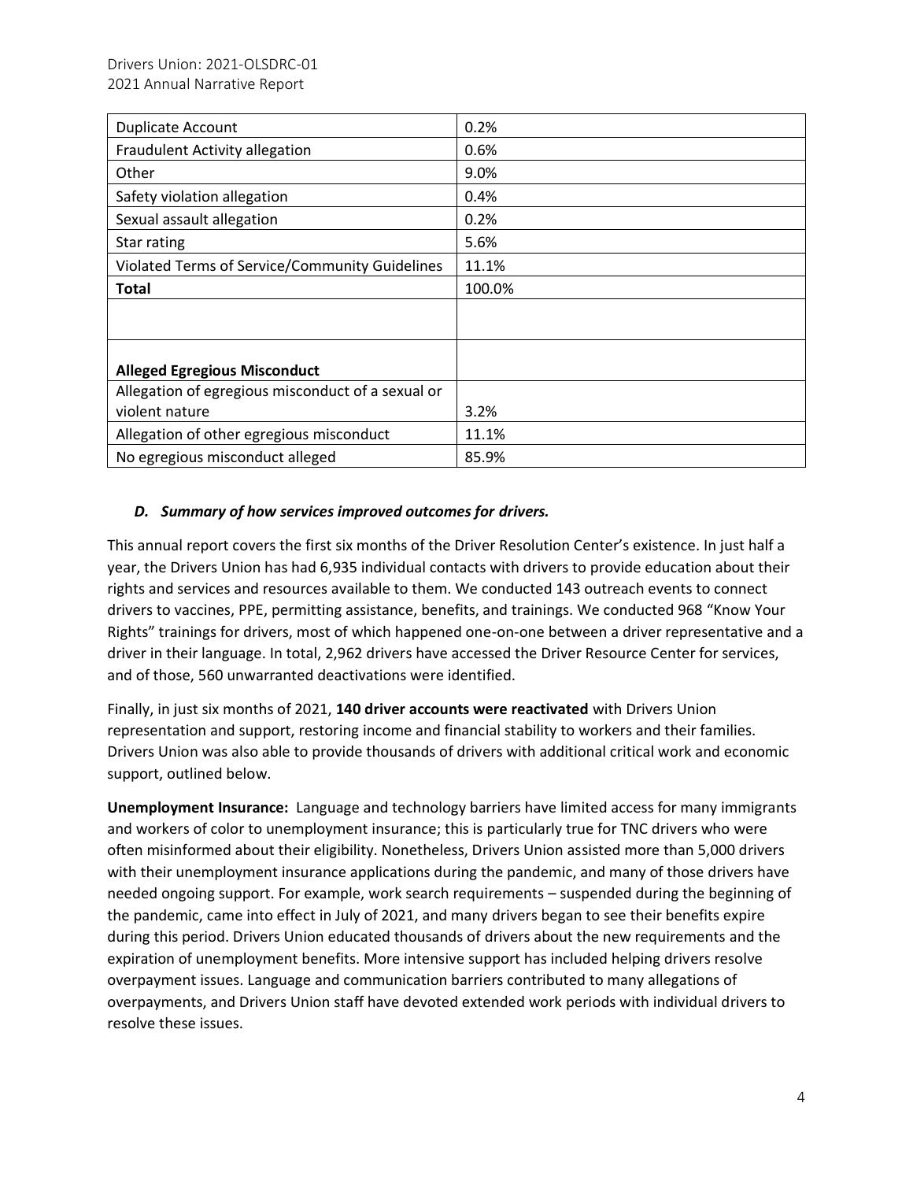| Duplicate Account | 0.2% |
| --- | --- |
| Fraudulent Activity allegation | 0.6% |
| Other | 9.0% |
| Safety violation allegation | 0.4% |
| Sexual assault allegation | 0.2% |
| Star rating | 5.6% |
| Violated Terms of Service/Community Guidelines | 11.1% |
| **Total** | 100.0% |
| | |
| **Alleged Egregious Misconduct** | |
| Allegation of egregious misconduct of a sexual or violent nature | 3.2% |
| Allegation of other egregious misconduct | 11.1% |
| No egregious misconduct alleged | 85.9% |

### *D. Summary of how services improved outcomes for drivers.*

This annual report covers the first six months of the Driver Resolution Center's existence. In just half a year, the Drivers Union has had 6,935 individual contacts with drivers to provide education about their rights and services and resources available to them. We conducted 143 outreach events to connect drivers to vaccines, PPE, permitting assistance, benefits, and trainings. We conducted 968 "Know Your Rights" trainings for drivers, most of which happened one-on-one between a driver representative and a driver in their language. In total, 2,962 drivers have accessed the Driver Resource Center for services, and of those, 560 unwarranted deactivations were identified.

Finally, in just six months of 2021, **140 driver accounts were reactivated** with Drivers Union representation and support, restoring income and financial stability to workers and their families. Drivers Union was also able to provide thousands of drivers with additional critical work and economic support, outlined below.

**Unemployment Insurance:** Language and technology barriers have limited access for many immigrants and workers of color to unemployment insurance; this is particularly true for TNC drivers who were often misinformed about their eligibility. Nonetheless, Drivers Union assisted more than 5,000 drivers with their unemployment insurance applications during the pandemic, and many of those drivers have needed ongoing support. For example, work search requirements – suspended during the beginning of the pandemic, came into effect in July of 2021, and many drivers began to see their benefits expire during this period. Drivers Union educated thousands of drivers about the new requirements and the expiration of unemployment benefits. More intensive support has included helping drivers resolve overpayment issues. Language and communication barriers contributed to many allegations of overpayments, and Drivers Union staff have devoted extended work periods with individual drivers to resolve these issues.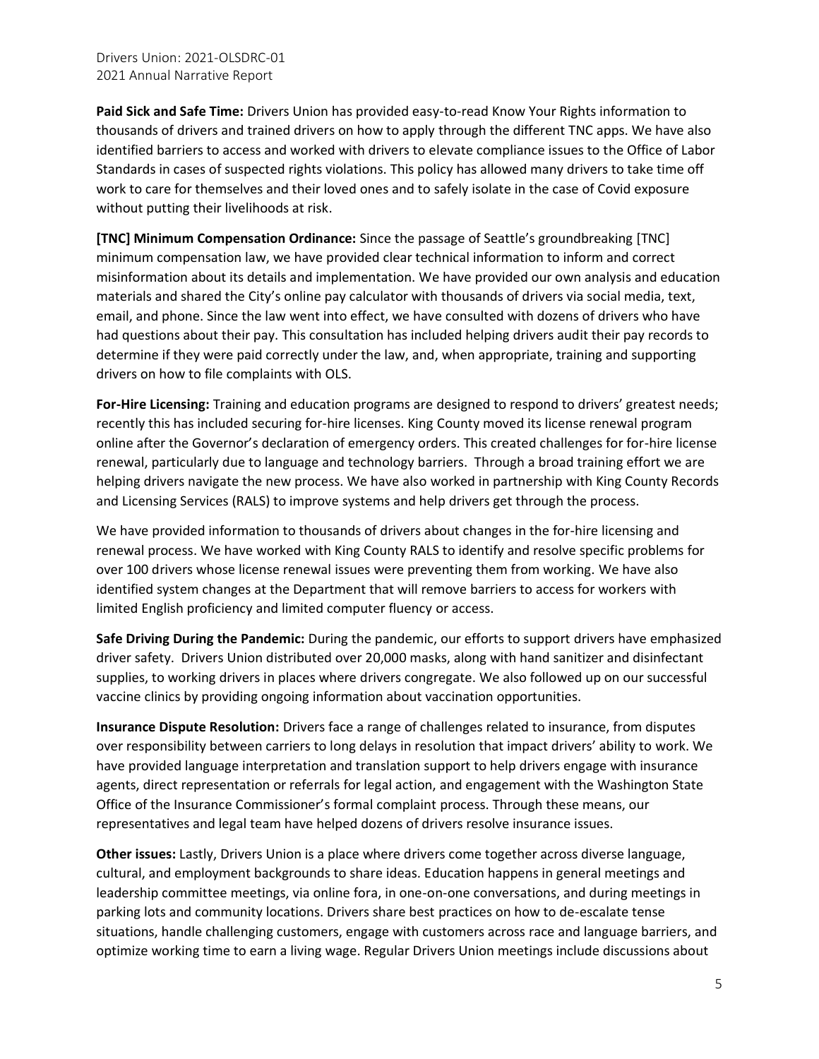**Paid Sick and Safe Time:** Drivers Union has provided easy-to-read Know Your Rights information to thousands of drivers and trained drivers on how to apply through the different TNC apps. We have also identified barriers to access and worked with drivers to elevate compliance issues to the Office of Labor Standards in cases of suspected rights violations. This policy has allowed many drivers to take time off work to care for themselves and their loved ones and to safely isolate in the case of Covid exposure without putting their livelihoods at risk.

**[TNC] Minimum Compensation Ordinance:** Since the passage of Seattle's groundbreaking [TNC] minimum compensation law, we have provided clear technical information to inform and correct misinformation about its details and implementation. We have provided our own analysis and education materials and shared the City's online pay calculator with thousands of drivers via social media, text, email, and phone. Since the law went into effect, we have consulted with dozens of drivers who have had questions about their pay. This consultation has included helping drivers audit their pay records to determine if they were paid correctly under the law, and, when appropriate, training and supporting drivers on how to file complaints with OLS.

**For-Hire Licensing:** Training and education programs are designed to respond to drivers' greatest needs; recently this has included securing for-hire licenses. King County moved its license renewal program online after the Governor's declaration of emergency orders. This created challenges for for-hire license renewal, particularly due to language and technology barriers. Through a broad training effort we are helping drivers navigate the new process. We have also worked in partnership with King County Records and Licensing Services (RALS) to improve systems and help drivers get through the process.

We have provided information to thousands of drivers about changes in the for-hire licensing and renewal process. We have worked with King County RALS to identify and resolve specific problems for over 100 drivers whose license renewal issues were preventing them from working. We have also identified system changes at the Department that will remove barriers to access for workers with limited English proficiency and limited computer fluency or access.

**Safe Driving During the Pandemic:** During the pandemic, our efforts to support drivers have emphasized driver safety. Drivers Union distributed over 20,000 masks, along with hand sanitizer and disinfectant supplies, to working drivers in places where drivers congregate. We also followed up on our successful vaccine clinics by providing ongoing information about vaccination opportunities.

**Insurance Dispute Resolution:** Drivers face a range of challenges related to insurance, from disputes over responsibility between carriers to long delays in resolution that impact drivers' ability to work. We have provided language interpretation and translation support to help drivers engage with insurance agents, direct representation or referrals for legal action, and engagement with the Washington State Office of the Insurance Commissioner's formal complaint process. Through these means, our representatives and legal team have helped dozens of drivers resolve insurance issues.

**Other issues:** Lastly, Drivers Union is a place where drivers come together across diverse language, cultural, and employment backgrounds to share ideas. Education happens in general meetings and leadership committee meetings, via online fora, in one-on-one conversations, and during meetings in parking lots and community locations. Drivers share best practices on how to de-escalate tense situations, handle challenging customers, engage with customers across race and language barriers, and optimize working time to earn a living wage. Regular Drivers Union meetings include discussions about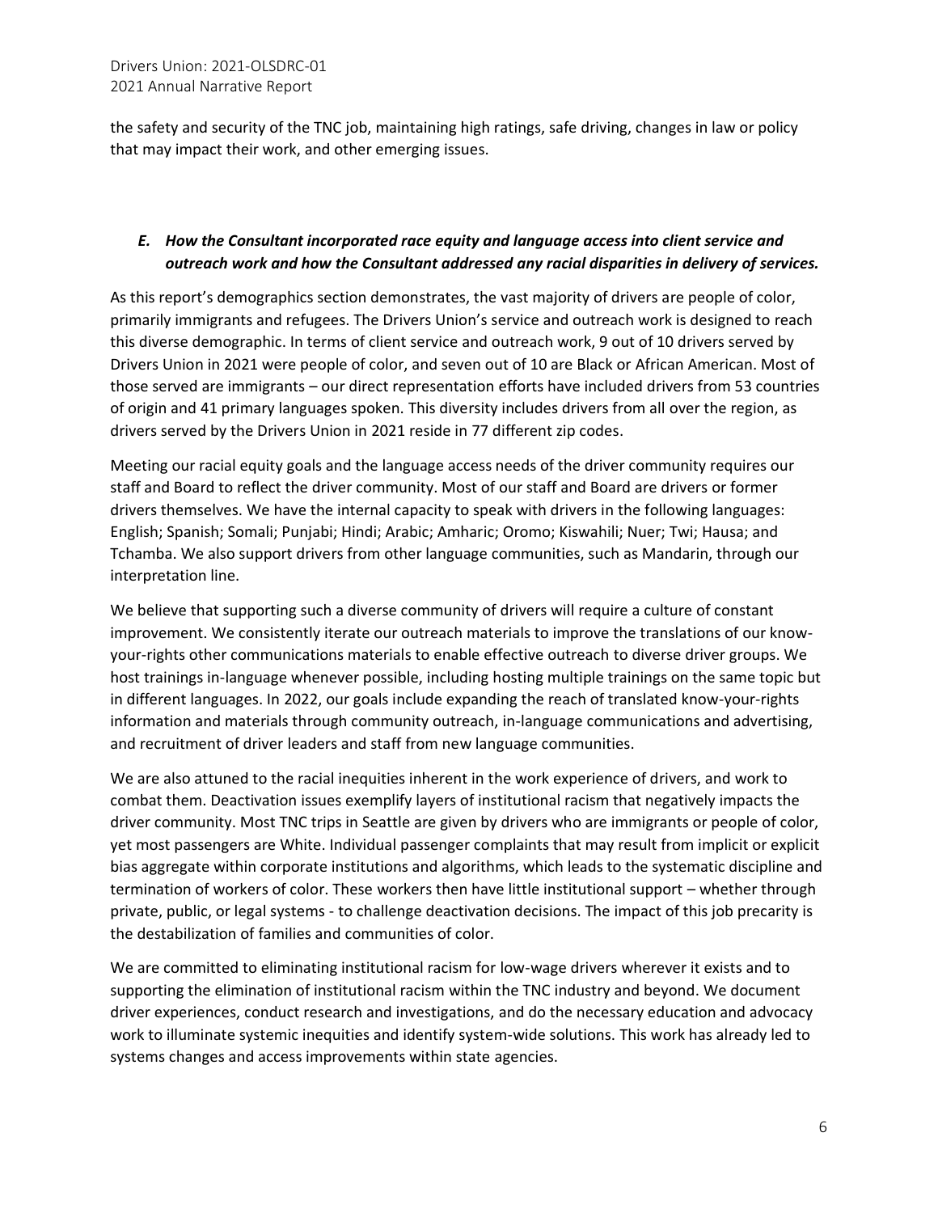the safety and security of the TNC job, maintaining high ratings, safe driving, changes in law or policy that may impact their work, and other emerging issues.

### *E. How the Consultant incorporated race equity and language access into client service and outreach work and how the Consultant addressed any racial disparities in delivery of services.*

As this report's demographics section demonstrates, the vast majority of drivers are people of color, primarily immigrants and refugees. The Drivers Union's service and outreach work is designed to reach this diverse demographic. In terms of client service and outreach work, 9 out of 10 drivers served by Drivers Union in 2021 were people of color, and seven out of 10 are Black or African American. Most of those served are immigrants – our direct representation efforts have included drivers from 53 countries of origin and 41 primary languages spoken. This diversity includes drivers from all over the region, as drivers served by the Drivers Union in 2021 reside in 77 different zip codes.

Meeting our racial equity goals and the language access needs of the driver community requires our staff and Board to reflect the driver community. Most of our staff and Board are drivers or former drivers themselves. We have the internal capacity to speak with drivers in the following languages: English; Spanish; Somali; Punjabi; Hindi; Arabic; Amharic; Oromo; Kiswahili; Nuer; Twi; Hausa; and Tchamba. We also support drivers from other language communities, such as Mandarin, through our interpretation line.

We believe that supporting such a diverse community of drivers will require a culture of constant improvement. We consistently iterate our outreach materials to improve the translations of our know-your-rights other communications materials to enable effective outreach to diverse driver groups. We host trainings in-language whenever possible, including hosting multiple trainings on the same topic but in different languages. In 2022, our goals include expanding the reach of translated know-your-rights information and materials through community outreach, in-language communications and advertising, and recruitment of driver leaders and staff from new language communities.

We are also attuned to the racial inequities inherent in the work experience of drivers, and work to combat them. Deactivation issues exemplify layers of institutional racism that negatively impacts the driver community. Most TNC trips in Seattle are given by drivers who are immigrants or people of color, yet most passengers are White. Individual passenger complaints that may result from implicit or explicit bias aggregate within corporate institutions and algorithms, which leads to the systematic discipline and termination of workers of color. These workers then have little institutional support – whether through private, public, or legal systems - to challenge deactivation decisions. The impact of this job precarity is the destabilization of families and communities of color.

We are committed to eliminating institutional racism for low-wage drivers wherever it exists and to supporting the elimination of institutional racism within the TNC industry and beyond. We document driver experiences, conduct research and investigations, and do the necessary education and advocacy work to illuminate systemic inequities and identify system-wide solutions. This work has already led to systems changes and access improvements within state agencies.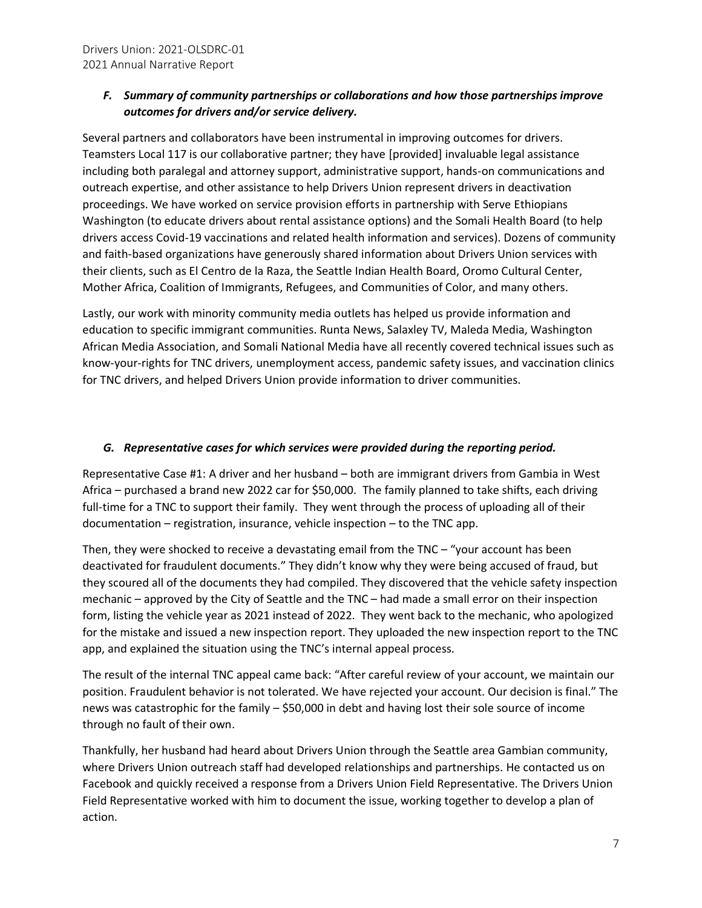### *F. Summary of community partnerships or collaborations and how those partnerships improve outcomes for drivers and/or service delivery.*

Several partners and collaborators have been instrumental in improving outcomes for drivers. Teamsters Local 117 is our collaborative partner; they have [provided] invaluable legal assistance including both paralegal and attorney support, administrative support, hands-on communications and outreach expertise, and other assistance to help Drivers Union represent drivers in deactivation proceedings. We have worked on service provision efforts in partnership with Serve Ethiopians Washington (to educate drivers about rental assistance options) and the Somali Health Board (to help drivers access Covid-19 vaccinations and related health information and services). Dozens of community and faith-based organizations have generously shared information about Drivers Union services with their clients, such as El Centro de la Raza, the Seattle Indian Health Board, Oromo Cultural Center, Mother Africa, Coalition of Immigrants, Refugees, and Communities of Color, and many others.

Lastly, our work with minority community media outlets has helped us provide information and education to specific immigrant communities. Runta News, Salaxley TV, Maleda Media, Washington African Media Association, and Somali National Media have all recently covered technical issues such as know-your-rights for TNC drivers, unemployment access, pandemic safety issues, and vaccination clinics for TNC drivers, and helped Drivers Union provide information to driver communities.

### *G. Representative cases for which services were provided during the reporting period.*

Representative Case #1: A driver and her husband – both are immigrant drivers from Gambia in West Africa – purchased a brand new 2022 car for $50,000. The family planned to take shifts, each driving full-time for a TNC to support their family. They went through the process of uploading all of their documentation – registration, insurance, vehicle inspection – to the TNC app.

Then, they were shocked to receive a devastating email from the TNC – "your account has been deactivated for fraudulent documents." They didn't know why they were being accused of fraud, but they scoured all of the documents they had compiled. They discovered that the vehicle safety inspection mechanic – approved by the City of Seattle and the TNC – had made a small error on their inspection form, listing the vehicle year as 2021 instead of 2022. They went back to the mechanic, who apologized for the mistake and issued a new inspection report. They uploaded the new inspection report to the TNC app, and explained the situation using the TNC's internal appeal process.

The result of the internal TNC appeal came back: "After careful review of your account, we maintain our position. Fraudulent behavior is not tolerated. We have rejected your account. Our decision is final." The news was catastrophic for the family – $50,000 in debt and having lost their sole source of income through no fault of their own.

Thankfully, her husband had heard about Drivers Union through the Seattle area Gambian community, where Drivers Union outreach staff had developed relationships and partnerships. He contacted us on Facebook and quickly received a response from a Drivers Union Field Representative. The Drivers Union Field Representative worked with him to document the issue, working together to develop a plan of action.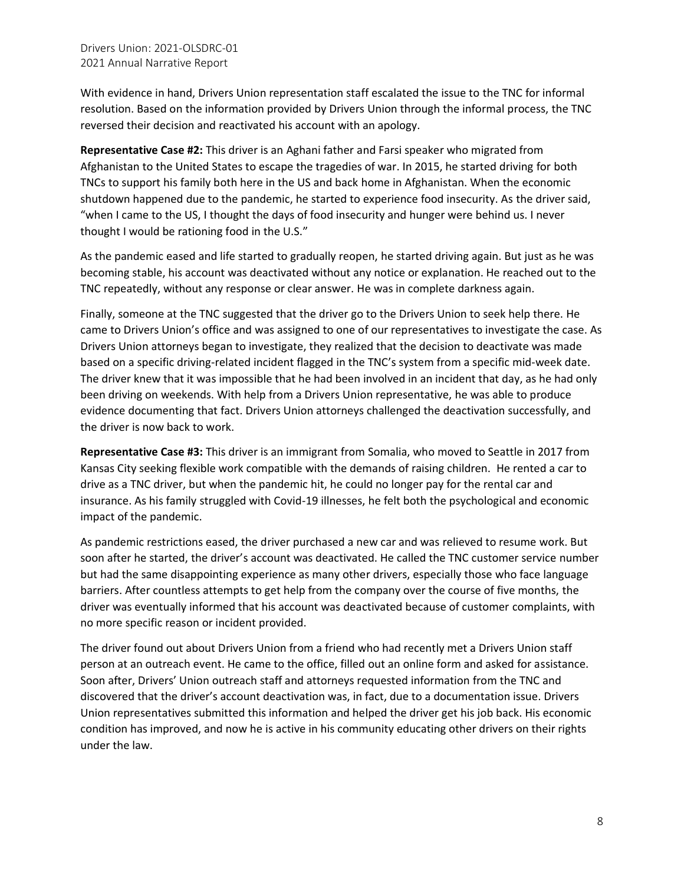With evidence in hand, Drivers Union representation staff escalated the issue to the TNC for informal resolution. Based on the information provided by Drivers Union through the informal process, the TNC reversed their decision and reactivated his account with an apology.

**Representative Case #2:** This driver is an Aghani father and Farsi speaker who migrated from Afghanistan to the United States to escape the tragedies of war. In 2015, he started driving for both TNCs to support his family both here in the US and back home in Afghanistan. When the economic shutdown happened due to the pandemic, he started to experience food insecurity. As the driver said, "when I came to the US, I thought the days of food insecurity and hunger were behind us. I never thought I would be rationing food in the U.S."

As the pandemic eased and life started to gradually reopen, he started driving again. But just as he was becoming stable, his account was deactivated without any notice or explanation. He reached out to the TNC repeatedly, without any response or clear answer. He was in complete darkness again.

Finally, someone at the TNC suggested that the driver go to the Drivers Union to seek help there. He came to Drivers Union's office and was assigned to one of our representatives to investigate the case. As Drivers Union attorneys began to investigate, they realized that the decision to deactivate was made based on a specific driving-related incident flagged in the TNC's system from a specific mid-week date. The driver knew that it was impossible that he had been involved in an incident that day, as he had only been driving on weekends. With help from a Drivers Union representative, he was able to produce evidence documenting that fact. Drivers Union attorneys challenged the deactivation successfully, and the driver is now back to work.

**Representative Case #3:** This driver is an immigrant from Somalia, who moved to Seattle in 2017 from Kansas City seeking flexible work compatible with the demands of raising children. He rented a car to drive as a TNC driver, but when the pandemic hit, he could no longer pay for the rental car and insurance. As his family struggled with Covid-19 illnesses, he felt both the psychological and economic impact of the pandemic.

As pandemic restrictions eased, the driver purchased a new car and was relieved to resume work. But soon after he started, the driver's account was deactivated. He called the TNC customer service number but had the same disappointing experience as many other drivers, especially those who face language barriers. After countless attempts to get help from the company over the course of five months, the driver was eventually informed that his account was deactivated because of customer complaints, with no more specific reason or incident provided.

The driver found out about Drivers Union from a friend who had recently met a Drivers Union staff person at an outreach event. He came to the office, filled out an online form and asked for assistance. Soon after, Drivers' Union outreach staff and attorneys requested information from the TNC and discovered that the driver's account deactivation was, in fact, due to a documentation issue. Drivers Union representatives submitted this information and helped the driver get his job back. His economic condition has improved, and now he is active in his community educating other drivers on their rights under the law.